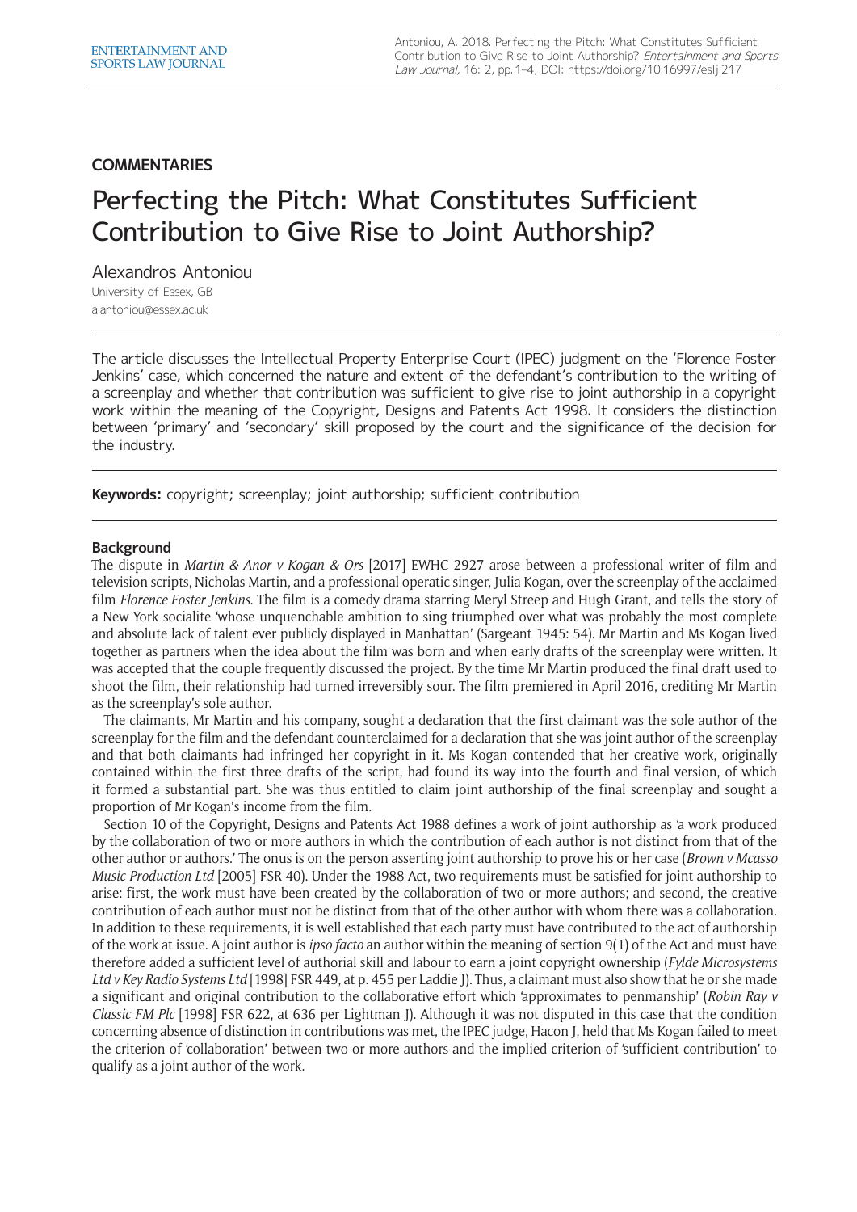**COMMENTARIES**

# Perfecting the Pitch: What Constitutes Sufficient Contribution to Give Rise to Joint Authorship?

Alexandros Antoniou

University of Essex, GB

a.antoniou@essex.ac.uk

The article discusses the Intellectual Property Enterprise Court (IPEC) judgment on the 'Florence Foster Jenkins' case, which concerned the nature and extent of the defendant's contribution to the writing of a screenplay and whether that contribution was sufficient to give rise to joint authorship in a copyright work within the meaning of the Copyright, Designs and Patents Act 1998. It considers the distinction between 'primary' and 'secondary' skill proposed by the court and the significance of the decision for the industry.

**Keywords:** copyright; screenplay; joint authorship; sufficient contribution

### Background

The dispute in *Martin & Anor v Kogan & Ors* [2017] EWHC 2927 arose between a professional writer of film and television scripts, Nicholas Martin, and a professional operatic singer, Julia Kogan, over the screenplay of the acclaimed film *Florence Foster Jenkins*. The film is a comedy drama starring Meryl Streep and Hugh Grant, and tells the story of a New York socialite 'whose unquenchable ambition to sing triumphed over what was probably the most complete and absolute lack of talent ever publicly displayed in Manhattan' (Sargeant 1945: 54). Mr Martin and Ms Kogan lived together as partners when the idea about the film was born and when early drafts of the screenplay were written. It was accepted that the couple frequently discussed the project. By the time Mr Martin produced the final draft used to shoot the film, their relationship had turned irreversibly sour. The film premiered in April 2016, crediting Mr Martin as the screenplay's sole author.

The claimants, Mr Martin and his company, sought a declaration that the first claimant was the sole author of the screenplay for the film and the defendant counterclaimed for a declaration that she was joint author of the screenplay and that both claimants had infringed her copyright in it. Ms Kogan contended that her creative work, originally contained within the first three drafts of the script, had found its way into the fourth and final version, of which it formed a substantial part. She was thus entitled to claim joint authorship of the final screenplay and sought a proportion of Mr Kogan's income from the film.

Section 10 of the Copyright, Designs and Patents Act 1988 defines a work of joint authorship as 'a work produced by the collaboration of two or more authors in which the contribution of each author is not distinct from that of the other author or authors.' The onus is on the person asserting joint authorship to prove his or her case (*Brown v Mcasso Music Production Ltd* [2005] FSR 40). Under the 1988 Act, two requirements must be satisfied for joint authorship to arise: first, the work must have been created by the collaboration of two or more authors; and second, the creative contribution of each author must not be distinct from that of the other author with whom there was a collaboration. In addition to these requirements, it is well established that each party must have contributed to the act of authorship of the work at issue. A joint author is *ipso facto* an author within the meaning of section 9(1) of the Act and must have therefore added a sufficient level of authorial skill and labour to earn a joint copyright ownership (*Fylde Microsystems Ltd v Key Radio Systems Ltd* [1998] FSR 449, at p. 455 per Laddie J). Thus, a claimant must also show that he or she made a significant and original contribution to the collaborative effort which 'approximates to penmanship' (*Robin Ray v Classic FM Plc* [1998] FSR 622, at 636 per Lightman J). Although it was not disputed in this case that the condition concerning absence of distinction in contributions was met, the IPEC judge, Hacon J, held that Ms Kogan failed to meet the criterion of 'collaboration' between two or more authors and the implied criterion of 'sufficient contribution' to qualify as a joint author of the work.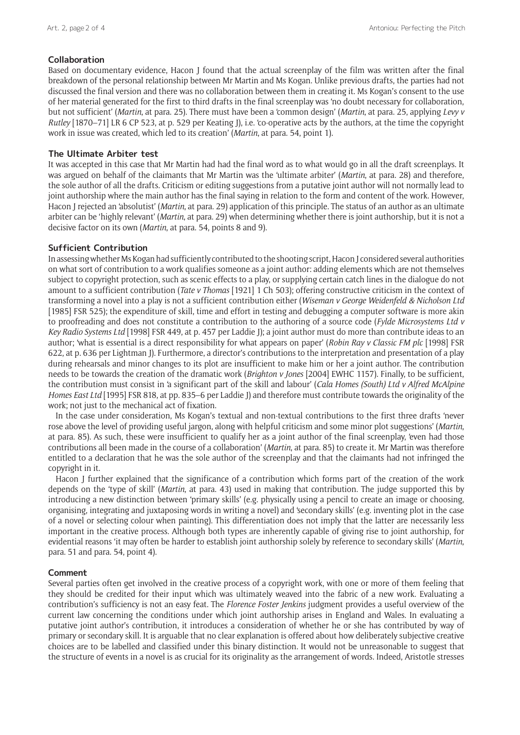### Collaboration

Based on documentary evidence, Hacon J found that the actual screenplay of the film was written after the final breakdown of the personal relationship between Mr Martin and Ms Kogan. Unlike previous drafts, the parties had not discussed the final version and there was no collaboration between them in creating it. Ms Kogan's consent to the use of her material generated for the first to third drafts in the final screenplay was 'no doubt necessary for collaboration, but not sufficient' (*Martin*, at para. 25). There must have been a 'common design' (*Martin*, at para. 25, applying *Levy v Rutley* [1870–71] LR 6 CP 523, at p. 529 per Keating J), i.e. 'co-operative acts by the authors, at the time the copyright work in issue was created, which led to its creation' (*Martin*, at para. 54, point 1).

### The Ultimate Arbiter test

It was accepted in this case that Mr Martin had had the final word as to what would go in all the draft screenplays. It was argued on behalf of the claimants that Mr Martin was the 'ultimate arbiter' (*Martin*, at para. 28) and therefore, the sole author of all the drafts. Criticism or editing suggestions from a putative joint author will not normally lead to joint authorship where the main author has the final saying in relation to the form and content of the work. However, Hacon J rejected an 'absolutist' (*Martin*, at para. 29) application of this principle. The status of an author as an ultimate arbiter can be 'highly relevant' (*Martin*, at para. 29) when determining whether there is joint authorship, but it is not a decisive factor on its own (*Martin*, at para. 54, points 8 and 9).

### Sufficient Contribution

In assessing whether Ms Kogan had sufficiently contributed to the shooting script, Hacon J considered several authorities on what sort of contribution to a work qualifies someone as a joint author: adding elements which are not themselves subject to copyright protection, such as scenic effects to a play, or supplying certain catch lines in the dialogue do not amount to a sufficient contribution (*Tate v Thomas* [1921] 1 Ch 503); offering constructive criticism in the context of transforming a novel into a play is not a sufficient contribution either (*Wiseman v George Weidenfeld & Nicholson Ltd* [1985] FSR 525); the expenditure of skill, time and effort in testing and debugging a computer software is more akin to proofreading and does not constitute a contribution to the authoring of a source code (*Fylde Microsystems Ltd v Key Radio Systems Ltd* [1998] FSR 449, at p. 457 per Laddie J); a joint author must do more than contribute ideas to an author; 'what is essential is a direct responsibility for what appears on paper' (*Robin Ray v Classic FM plc* [1998] FSR 622, at p. 636 per Lightman J). Furthermore, a director's contributions to the interpretation and presentation of a play during rehearsals and minor changes to its plot are insufficient to make him or her a joint author. The contribution needs to be towards the creation of the dramatic work (*Brighton v Jones* [2004] EWHC 1157). Finally, to be sufficient, the contribution must consist in 'a significant part of the skill and labour' (*Cala Homes (South) Ltd v Alfred McAlpine Homes East Ltd* [1995] FSR 818, at pp. 835–6 per Laddie J) and therefore must contribute towards the originality of the work; not just to the mechanical act of fixation.

In the case under consideration, Ms Kogan's textual and non-textual contributions to the first three drafts 'never rose above the level of providing useful jargon, along with helpful criticism and some minor plot suggestions' (*Martin*, at para. 85). As such, these were insufficient to qualify her as a joint author of the final screenplay, 'even had those contributions all been made in the course of a collaboration' (*Martin*, at para. 85) to create it. Mr Martin was therefore entitled to a declaration that he was the sole author of the screenplay and that the claimants had not infringed the copyright in it.

Hacon J further explained that the significance of a contribution which forms part of the creation of the work depends on the 'type of skill' (*Martin*, at para. 43) used in making that contribution. The judge supported this by introducing a new distinction between 'primary skills' (e.g. physically using a pencil to create an image or choosing, organising, integrating and juxtaposing words in writing a novel) and 'secondary skills' (e.g. inventing plot in the case of a novel or selecting colour when painting). This differentiation does not imply that the latter are necessarily less important in the creative process. Although both types are inherently capable of giving rise to joint authorship, for evidential reasons 'it may often be harder to establish joint authorship solely by reference to secondary skills' (*Martin*, para. 51 and para. 54, point 4).

### Comment

Several parties often get involved in the creative process of a copyright work, with one or more of them feeling that they should be credited for their input which was ultimately weaved into the fabric of a new work. Evaluating a contribution's sufficiency is not an easy feat. The *Florence Foster Jenkins* judgment provides a useful overview of the current law concerning the conditions under which joint authorship arises in England and Wales. In evaluating a putative joint author's contribution, it introduces a consideration of whether he or she has contributed by way of primary or secondary skill. It is arguable that no clear explanation is offered about how deliberately subjective creative choices are to be labelled and classified under this binary distinction. It would not be unreasonable to suggest that the structure of events in a novel is as crucial for its originality as the arrangement of words. Indeed, Aristotle stresses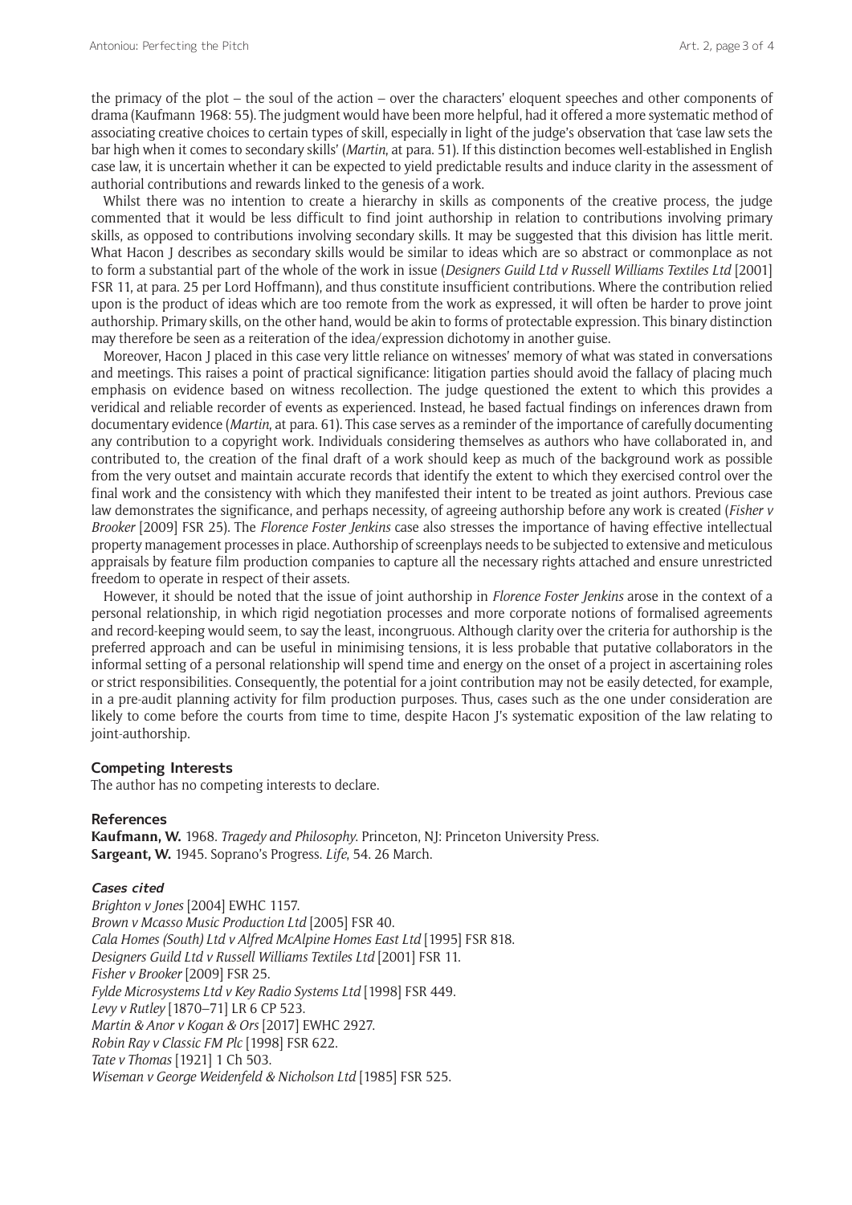the primacy of the plot – the soul of the action – over the characters' eloquent speeches and other components of drama (Kaufmann 1968: 55). The judgment would have been more helpful, had it offered a more systematic method of associating creative choices to certain types of skill, especially in light of the judge's observation that 'case law sets the bar high when it comes to secondary skills' (*Martin*, at para. 51). If this distinction becomes well-established in English case law, it is uncertain whether it can be expected to yield predictable results and induce clarity in the assessment of authorial contributions and rewards linked to the genesis of a work.

Whilst there was no intention to create a hierarchy in skills as components of the creative process, the judge commented that it would be less difficult to find joint authorship in relation to contributions involving primary skills, as opposed to contributions involving secondary skills. It may be suggested that this division has little merit. What Hacon J describes as secondary skills would be similar to ideas which are so abstract or commonplace as not to form a substantial part of the whole of the work in issue (*Designers Guild Ltd v Russell Williams Textiles Ltd* [2001] FSR 11, at para. 25 per Lord Hoffmann), and thus constitute insufficient contributions. Where the contribution relied upon is the product of ideas which are too remote from the work as expressed, it will often be harder to prove joint authorship. Primary skills, on the other hand, would be akin to forms of protectable expression. This binary distinction may therefore be seen as a reiteration of the idea/expression dichotomy in another guise.

Moreover, Hacon J placed in this case very little reliance on witnesses' memory of what was stated in conversations and meetings. This raises a point of practical significance: litigation parties should avoid the fallacy of placing much emphasis on evidence based on witness recollection. The judge questioned the extent to which this provides a veridical and reliable recorder of events as experienced. Instead, he based factual findings on inferences drawn from documentary evidence (*Martin*, at para. 61). This case serves as a reminder of the importance of carefully documenting any contribution to a copyright work. Individuals considering themselves as authors who have collaborated in, and contributed to, the creation of the final draft of a work should keep as much of the background work as possible from the very outset and maintain accurate records that identify the extent to which they exercised control over the final work and the consistency with which they manifested their intent to be treated as joint authors. Previous case law demonstrates the significance, and perhaps necessity, of agreeing authorship before any work is created (*Fisher v Brooker* [2009] FSR 25). The *Florence Foster Jenkins* case also stresses the importance of having effective intellectual property management processes in place. Authorship of screenplays needs to be subjected to extensive and meticulous appraisals by feature film production companies to capture all the necessary rights attached and ensure unrestricted freedom to operate in respect of their assets.

However, it should be noted that the issue of joint authorship in *Florence Foster Jenkins* arose in the context of a personal relationship, in which rigid negotiation processes and more corporate notions of formalised agreements and record-keeping would seem, to say the least, incongruous. Although clarity over the criteria for authorship is the preferred approach and can be useful in minimising tensions, it is less probable that putative collaborators in the informal setting of a personal relationship will spend time and energy on the onset of a project in ascertaining roles or strict responsibilities. Consequently, the potential for a joint contribution may not be easily detected, for example, in a pre-audit planning activity for film production purposes. Thus, cases such as the one under consideration are likely to come before the courts from time to time, despite Hacon J's systematic exposition of the law relating to joint-authorship.

## Competing Interests

The author has no competing interests to declare.

## References

**Kaufmann, W.** 1968. *Tragedy and Philosophy*. Princeton, NJ: Princeton University Press.
**Sargeant, W.** 1945. Soprano's Progress. *Life*, 54. 26 March.

### Cases cited

*Brighton v Jones* [2004] EWHC 1157.
*Brown v Mcasso Music Production Ltd* [2005] FSR 40.
*Cala Homes (South) Ltd v Alfred McAlpine Homes East Ltd* [1995] FSR 818.
*Designers Guild Ltd v Russell Williams Textiles Ltd* [2001] FSR 11.
*Fisher v Brooker* [2009] FSR 25.
*Fylde Microsystems Ltd v Key Radio Systems Ltd* [1998] FSR 449.
*Levy v Rutley* [1870–71] LR 6 CP 523.
*Martin & Anor v Kogan & Ors* [2017] EWHC 2927.
*Robin Ray v Classic FM Plc* [1998] FSR 622.
*Tate v Thomas* [1921] 1 Ch 503.
*Wiseman v George Weidenfeld & Nicholson Ltd* [1985] FSR 525.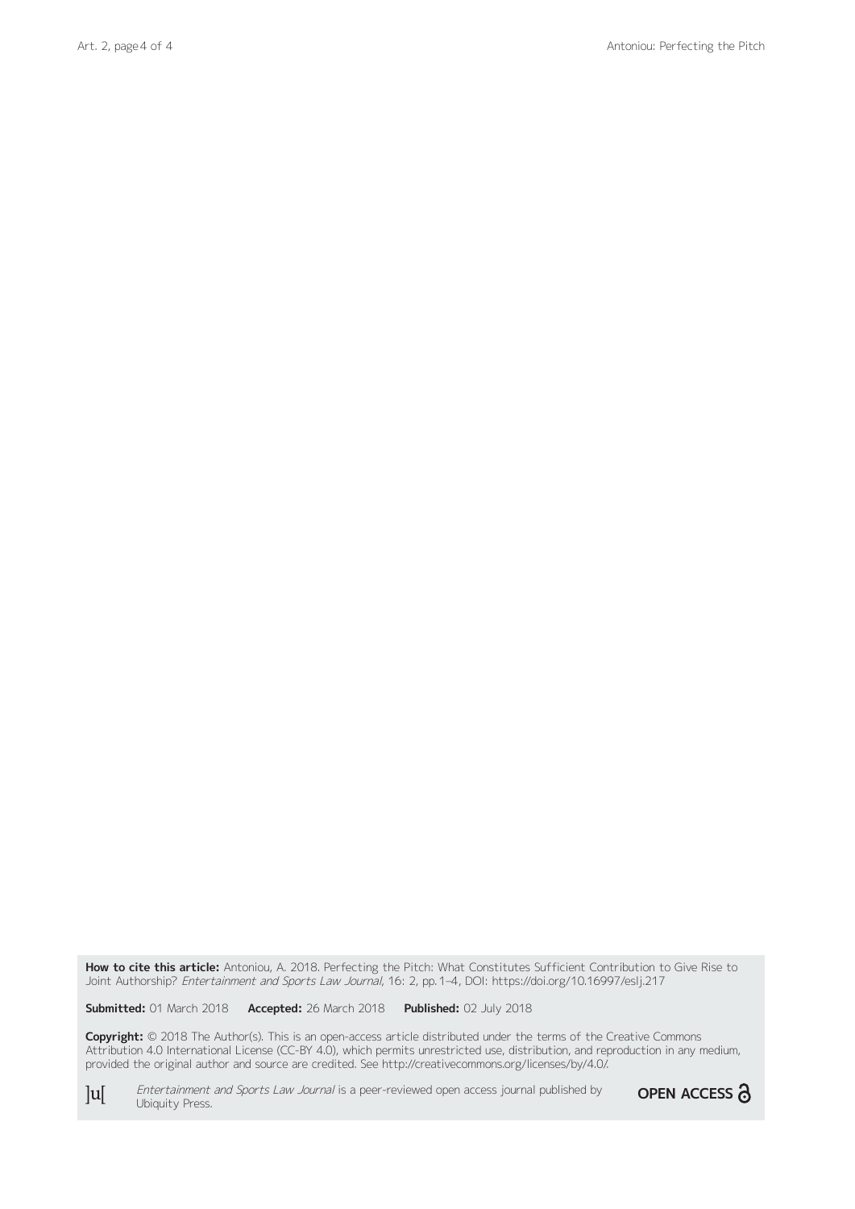**How to cite this article:** Antoniou, A. 2018. Perfecting the Pitch: What Constitutes Sufficient Contribution to Give Rise to Joint Authorship? *Entertainment and Sports Law Journal*, 16: 2, pp. 1–4, DOI: https://doi.org/10.16997/eslj.217

**Submitted:** 01 March 2018 **Accepted:** 26 March 2018 **Published:** 02 July 2018

**Copyright:** © 2018 The Author(s). This is an open-access article distributed under the terms of the Creative Commons Attribution 4.0 International License (CC-BY 4.0), which permits unrestricted use, distribution, and reproduction in any medium, provided the original author and source are credited. See http://creativecommons.org/licenses/by/4.0/.

*Entertainment and Sports Law Journal* is a peer-reviewed open access journal published by Ubiquity Press.

**OPEN ACCESS**